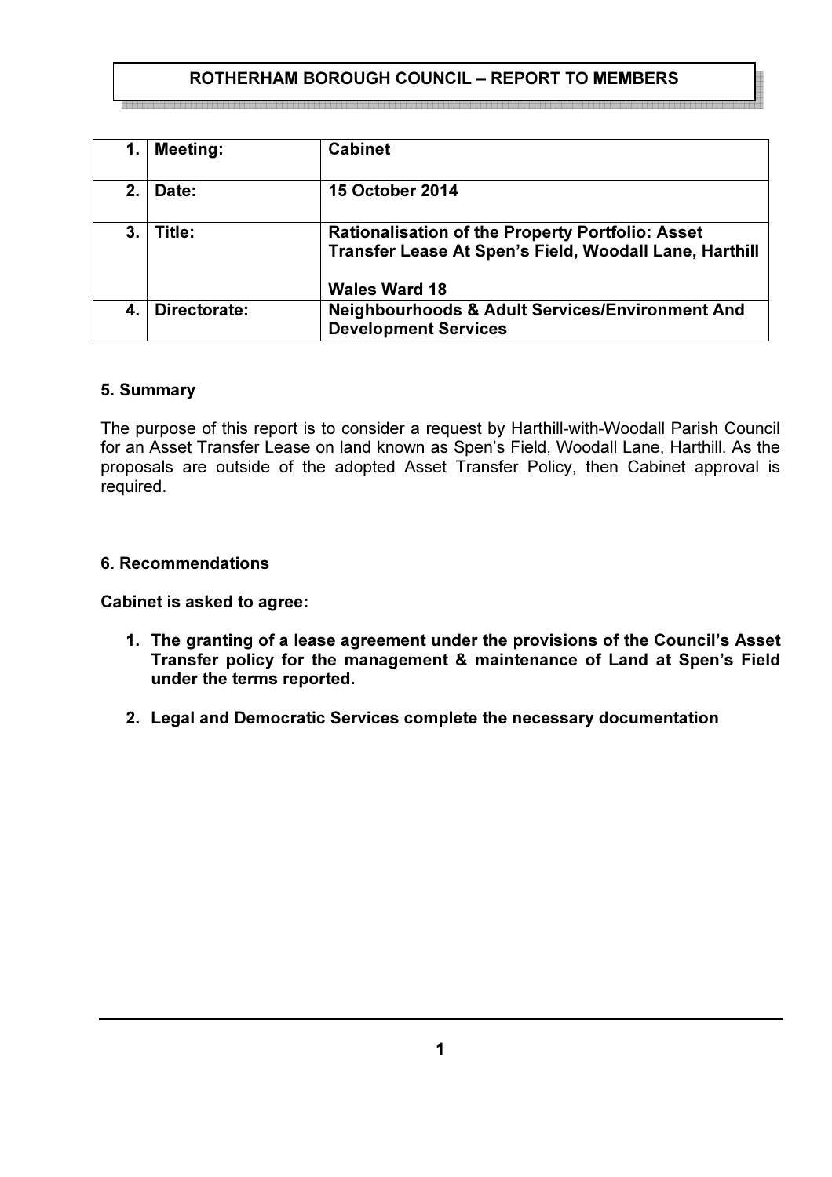**ROTHERHAM BOROUGH COUNCIL – REPORT TO MEMBERS**

| | | |
|---|---|---|
| **1.** | **Meeting:** | **Cabinet** |
| **2.** | **Date:** | **15 October 2014** |
| **3.** | **Title:** | **Rationalisation of the Property Portfolio: Asset Transfer Lease At Spen's Field, Woodall Lane, Harthill**<br><br>**Wales Ward 18** |
| **4.** | **Directorate:** | **Neighbourhoods & Adult Services/Environment And Development Services** |

### 5. Summary

The purpose of this report is to consider a request by Harthill-with-Woodall Parish Council for an Asset Transfer Lease on land known as Spen's Field, Woodall Lane, Harthill. As the proposals are outside of the adopted Asset Transfer Policy, then Cabinet approval is required.

### 6. Recommendations

**Cabinet is asked to agree:**

1. **The granting of a lease agreement under the provisions of the Council's Asset Transfer policy for the management & maintenance of Land at Spen's Field under the terms reported.**
2. **Legal and Democratic Services complete the necessary documentation**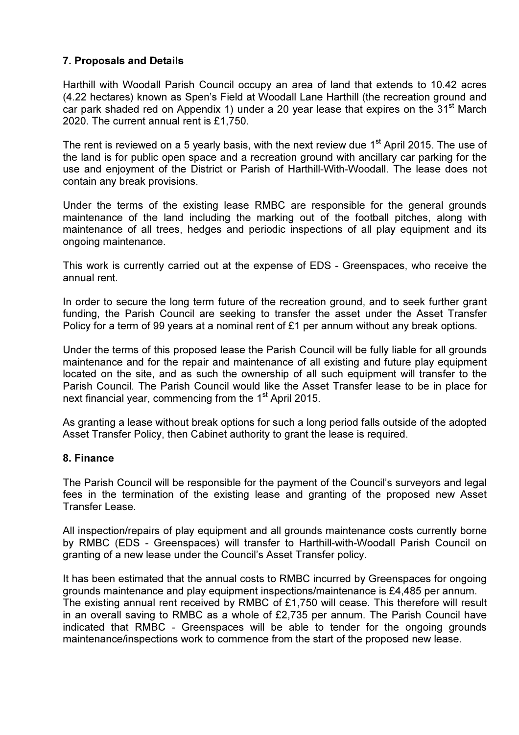## 7. Proposals and Details

Harthill with Woodall Parish Council occupy an area of land that extends to 10.42 acres (4.22 hectares) known as Spen's Field at Woodall Lane Harthill (the recreation ground and car park shaded red on Appendix 1) under a 20 year lease that expires on the 31st March 2020. The current annual rent is £1,750.

The rent is reviewed on a 5 yearly basis, with the next review due 1st April 2015. The use of the land is for public open space and a recreation ground with ancillary car parking for the use and enjoyment of the District or Parish of Harthill-With-Woodall. The lease does not contain any break provisions.

Under the terms of the existing lease RMBC are responsible for the general grounds maintenance of the land including the marking out of the football pitches, along with maintenance of all trees, hedges and periodic inspections of all play equipment and its ongoing maintenance.

This work is currently carried out at the expense of EDS - Greenspaces, who receive the annual rent.

In order to secure the long term future of the recreation ground, and to seek further grant funding, the Parish Council are seeking to transfer the asset under the Asset Transfer Policy for a term of 99 years at a nominal rent of £1 per annum without any break options.

Under the terms of this proposed lease the Parish Council will be fully liable for all grounds maintenance and for the repair and maintenance of all existing and future play equipment located on the site, and as such the ownership of all such equipment will transfer to the Parish Council. The Parish Council would like the Asset Transfer lease to be in place for next financial year, commencing from the 1st April 2015.

As granting a lease without break options for such a long period falls outside of the adopted Asset Transfer Policy, then Cabinet authority to grant the lease is required.

## 8. Finance

The Parish Council will be responsible for the payment of the Council's surveyors and legal fees in the termination of the existing lease and granting of the proposed new Asset Transfer Lease.

All inspection/repairs of play equipment and all grounds maintenance costs currently borne by RMBC (EDS - Greenspaces) will transfer to Harthill-with-Woodall Parish Council on granting of a new lease under the Council's Asset Transfer policy.

It has been estimated that the annual costs to RMBC incurred by Greenspaces for ongoing grounds maintenance and play equipment inspections/maintenance is £4,485 per annum. The existing annual rent received by RMBC of £1,750 will cease. This therefore will result in an overall saving to RMBC as a whole of £2,735 per annum. The Parish Council have indicated that RMBC - Greenspaces will be able to tender for the ongoing grounds maintenance/inspections work to commence from the start of the proposed new lease.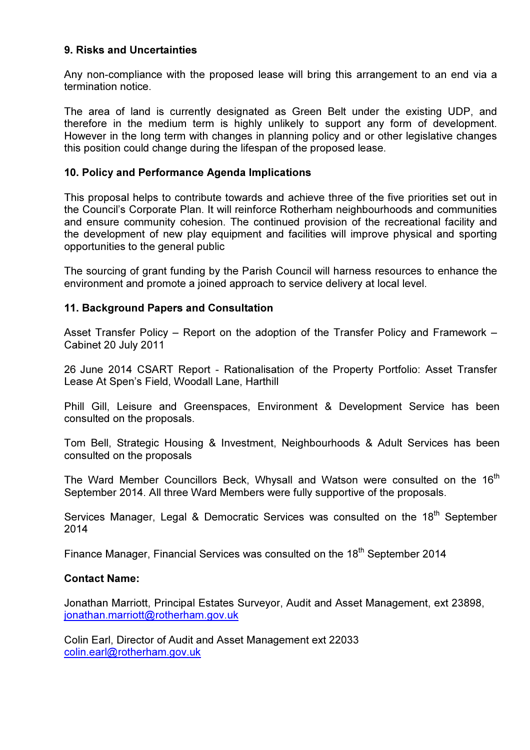**9. Risks and Uncertainties**

Any non-compliance with the proposed lease will bring this arrangement to an end via a termination notice.

The area of land is currently designated as Green Belt under the existing UDP, and therefore in the medium term is highly unlikely to support any form of development. However in the long term with changes in planning policy and or other legislative changes this position could change during the lifespan of the proposed lease.

**10. Policy and Performance Agenda Implications**

This proposal helps to contribute towards and achieve three of the five priorities set out in the Council's Corporate Plan. It will reinforce Rotherham neighbourhoods and communities and ensure community cohesion. The continued provision of the recreational facility and the development of new play equipment and facilities will improve physical and sporting opportunities to the general public

The sourcing of grant funding by the Parish Council will harness resources to enhance the environment and promote a joined approach to service delivery at local level.

**11. Background Papers and Consultation**

Asset Transfer Policy – Report on the adoption of the Transfer Policy and Framework – Cabinet 20 July 2011

26 June 2014 CSART Report - Rationalisation of the Property Portfolio: Asset Transfer Lease At Spen's Field, Woodall Lane, Harthill

Phill Gill, Leisure and Greenspaces, Environment & Development Service has been consulted on the proposals.

Tom Bell, Strategic Housing & Investment, Neighbourhoods & Adult Services has been consulted on the proposals

The Ward Member Councillors Beck, Whysall and Watson were consulted on the 16th September 2014. All three Ward Members were fully supportive of the proposals.

Services Manager, Legal & Democratic Services was consulted on the 18th September 2014

Finance Manager, Financial Services was consulted on the 18th September 2014

**Contact Name:**

Jonathan Marriott, Principal Estates Surveyor, Audit and Asset Management, ext 23898, jonathan.marriott@rotherham.gov.uk

Colin Earl, Director of Audit and Asset Management ext 22033 colin.earl@rotherham.gov.uk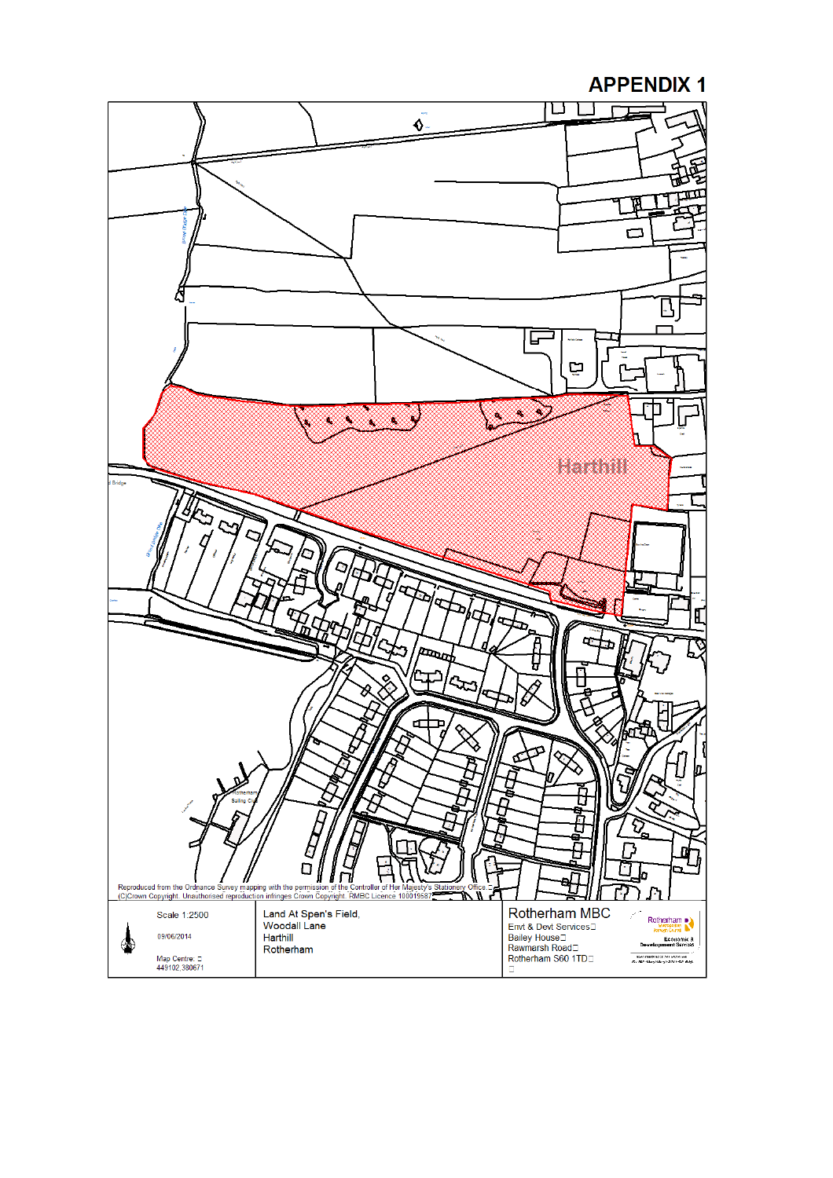# APPENDIX 1

Harthill

Reproduced from the Ordnance Survey mapping with the permission of the Controller of Her Majesty's Stationery Office. (C)Crown Copyright. Unauthorised reproduction infringes Crown Copyright. RMBC Licence 100019587

| | | |
|---|---|---|
| Scale 1:2500<br>09/06/2014<br>Map Centre: 449102,380671 | Land At Spen's Field,<br>Woodall Lane<br>Harthill<br>Rotherham | Rotherham MBC<br>Envt & Devt Services<br>Bailey House<br>Rawmarsh Road<br>Rotherham S60 1TD |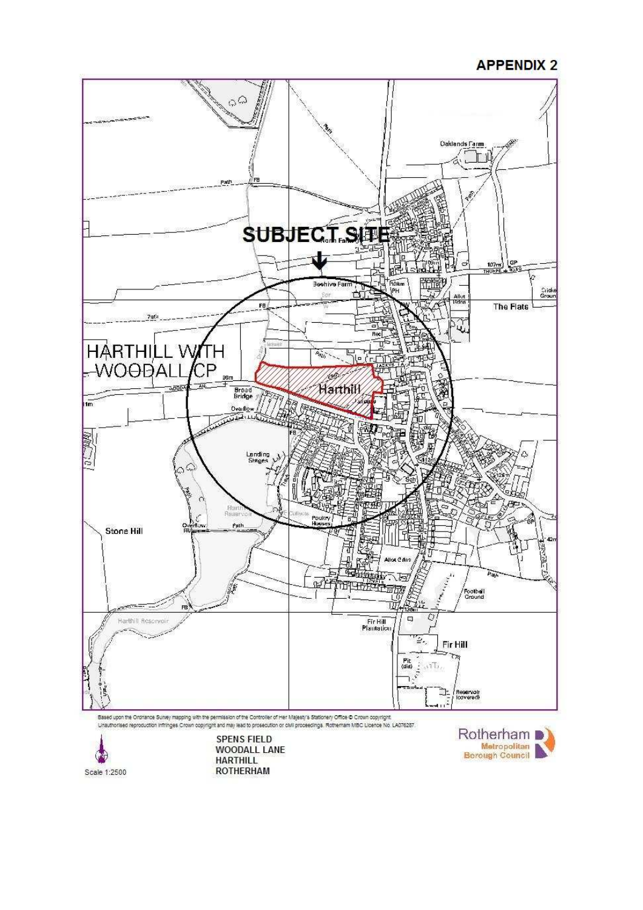## APPENDIX 2

SUBJECT SITE

HARTHILL WITH WOODALL CP

Harthill

Oaklands Farm

Beehive Farm

The Flats

Broad Bridge

Overflow

Landing Stages

Harthill Reservoir

Poultry Houses

Stone Hill

Allot Gdns

Football Ground

Fir Hill Plantation

Fir Hill

Reservoir (covered)

Based upon the Ordnance Survey mapping with the permission of the Controller of Her Majesty's Stationery Office © Crown copyright.
Unauthorised reproduction infringes Crown copyright and may lead to prosecution or civil proceedings. Rotherham MBC Licence No. LA076287.

Scale 1:2500

SPENS FIELD
WOODALL LANE
HARTHILL
ROTHERHAM

Rotherham Metropolitan Borough Council